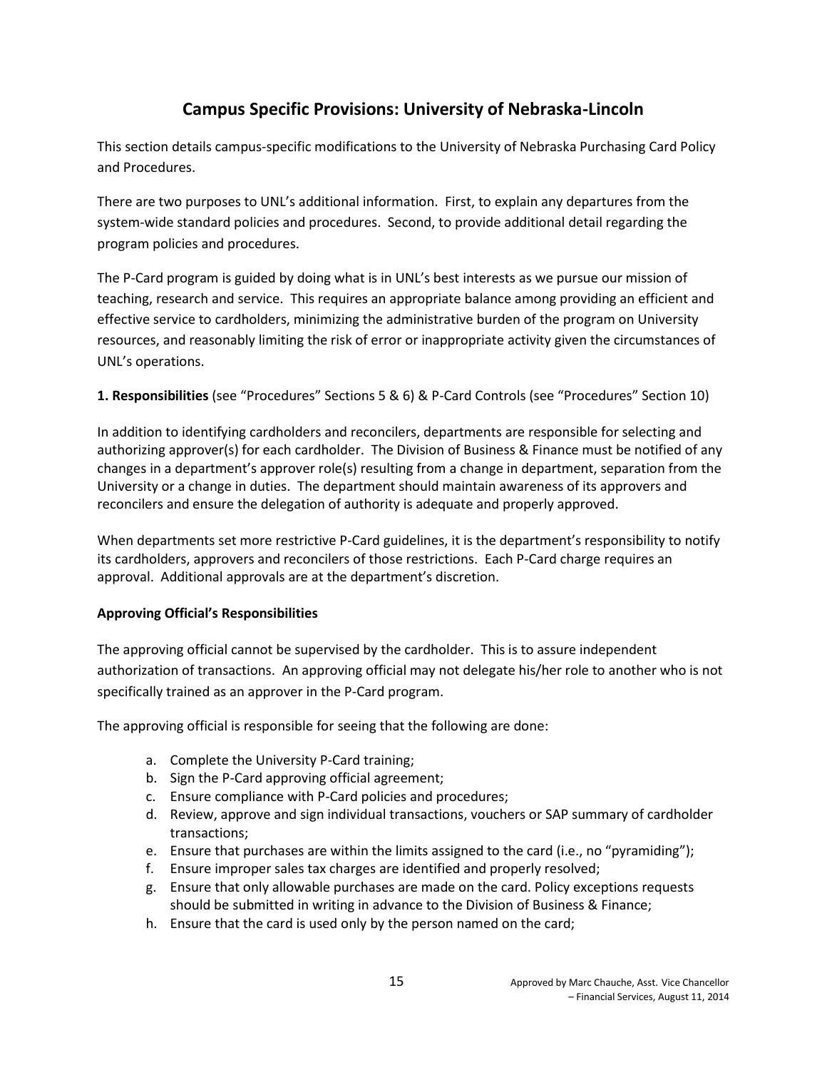# Campus Specific Provisions: University of Nebraska-Lincoln

This section details campus-specific modifications to the University of Nebraska Purchasing Card Policy and Procedures.

There are two purposes to UNL's additional information. First, to explain any departures from the system-wide standard policies and procedures. Second, to provide additional detail regarding the program policies and procedures.

The P-Card program is guided by doing what is in UNL's best interests as we pursue our mission of teaching, research and service. This requires an appropriate balance among providing an efficient and effective service to cardholders, minimizing the administrative burden of the program on University resources, and reasonably limiting the risk of error or inappropriate activity given the circumstances of UNL's operations.

**1. Responsibilities** (see "Procedures" Sections 5 & 6) & P-Card Controls (see "Procedures" Section 10)

In addition to identifying cardholders and reconcilers, departments are responsible for selecting and authorizing approver(s) for each cardholder. The Division of Business & Finance must be notified of any changes in a department's approver role(s) resulting from a change in department, separation from the University or a change in duties. The department should maintain awareness of its approvers and reconcilers and ensure the delegation of authority is adequate and properly approved.

When departments set more restrictive P-Card guidelines, it is the department's responsibility to notify its cardholders, approvers and reconcilers of those restrictions. Each P-Card charge requires an approval. Additional approvals are at the department's discretion.

**Approving Official's Responsibilities**

The approving official cannot be supervised by the cardholder. This is to assure independent authorization of transactions. An approving official may not delegate his/her role to another who is not specifically trained as an approver in the P-Card program.

The approving official is responsible for seeing that the following are done:

a. Complete the University P-Card training;
b. Sign the P-Card approving official agreement;
c. Ensure compliance with P-Card policies and procedures;
d. Review, approve and sign individual transactions, vouchers or SAP summary of cardholder transactions;
e. Ensure that purchases are within the limits assigned to the card (i.e., no "pyramiding");
f. Ensure improper sales tax charges are identified and properly resolved;
g. Ensure that only allowable purchases are made on the card. Policy exceptions requests should be submitted in writing in advance to the Division of Business & Finance;
h. Ensure that the card is used only by the person named on the card;

Approved by Marc Chauche, Asst. Vice Chancellor – Financial Services, August 11, 2014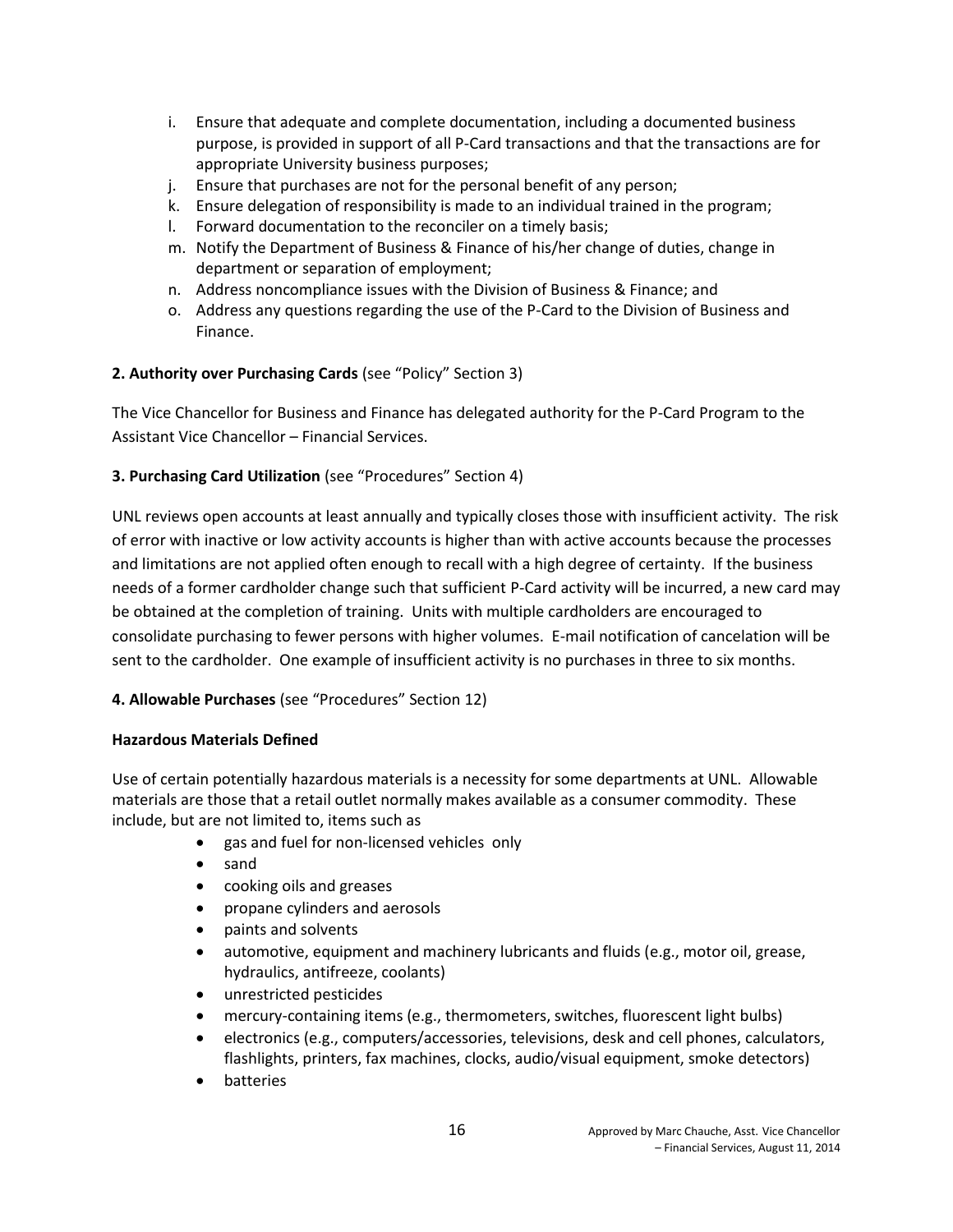i. Ensure that adequate and complete documentation, including a documented business purpose, is provided in support of all P-Card transactions and that the transactions are for appropriate University business purposes;
j. Ensure that purchases are not for the personal benefit of any person;
k. Ensure delegation of responsibility is made to an individual trained in the program;
l. Forward documentation to the reconciler on a timely basis;
m. Notify the Department of Business & Finance of his/her change of duties, change in department or separation of employment;
n. Address noncompliance issues with the Division of Business & Finance; and
o. Address any questions regarding the use of the P-Card to the Division of Business and Finance.

**2. Authority over Purchasing Cards** (see "Policy" Section 3)

The Vice Chancellor for Business and Finance has delegated authority for the P-Card Program to the Assistant Vice Chancellor – Financial Services.

**3. Purchasing Card Utilization** (see "Procedures" Section 4)

UNL reviews open accounts at least annually and typically closes those with insufficient activity. The risk of error with inactive or low activity accounts is higher than with active accounts because the processes and limitations are not applied often enough to recall with a high degree of certainty. If the business needs of a former cardholder change such that sufficient P-Card activity will be incurred, a new card may be obtained at the completion of training. Units with multiple cardholders are encouraged to consolidate purchasing to fewer persons with higher volumes. E-mail notification of cancelation will be sent to the cardholder. One example of insufficient activity is no purchases in three to six months.

**4. Allowable Purchases** (see "Procedures" Section 12)

**Hazardous Materials Defined**

Use of certain potentially hazardous materials is a necessity for some departments at UNL. Allowable materials are those that a retail outlet normally makes available as a consumer commodity. These include, but are not limited to, items such as

- gas and fuel for non-licensed vehicles only
- sand
- cooking oils and greases
- propane cylinders and aerosols
- paints and solvents
- automotive, equipment and machinery lubricants and fluids (e.g., motor oil, grease, hydraulics, antifreeze, coolants)
- unrestricted pesticides
- mercury-containing items (e.g., thermometers, switches, fluorescent light bulbs)
- electronics (e.g., computers/accessories, televisions, desk and cell phones, calculators, flashlights, printers, fax machines, clocks, audio/visual equipment, smoke detectors)
- batteries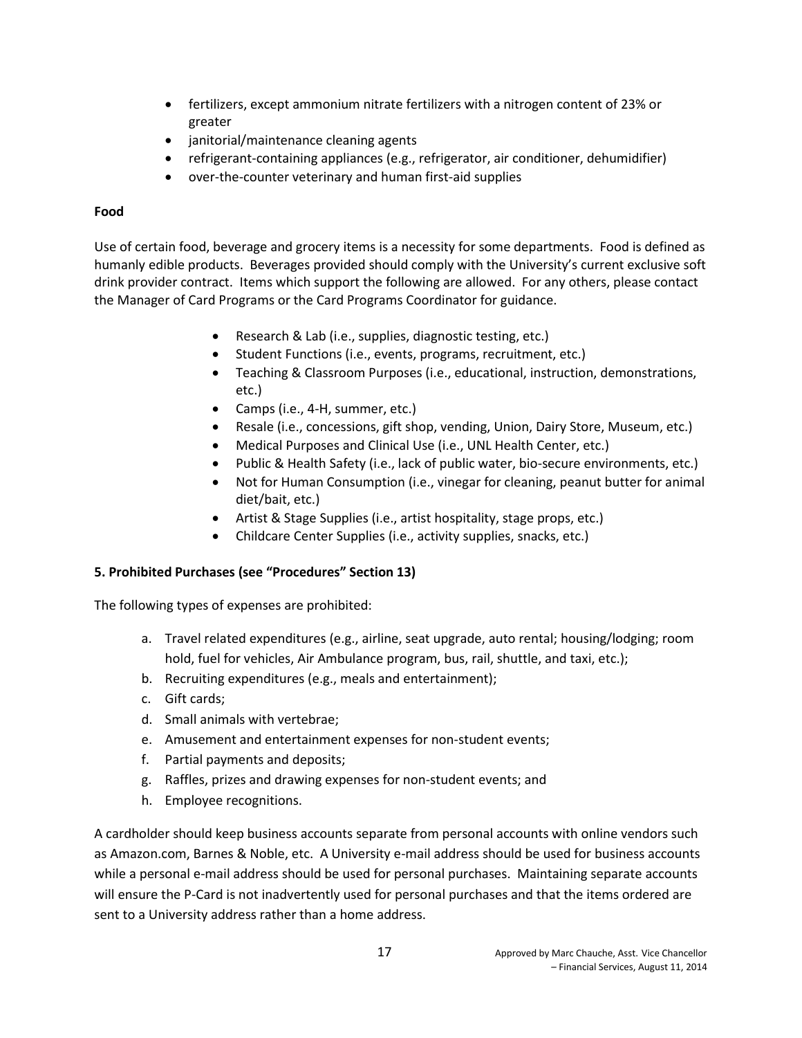- fertilizers, except ammonium nitrate fertilizers with a nitrogen content of 23% or greater
- janitorial/maintenance cleaning agents
- refrigerant-containing appliances (e.g., refrigerator, air conditioner, dehumidifier)
- over-the-counter veterinary and human first-aid supplies

**Food**

Use of certain food, beverage and grocery items is a necessity for some departments. Food is defined as humanly edible products. Beverages provided should comply with the University's current exclusive soft drink provider contract. Items which support the following are allowed. For any others, please contact the Manager of Card Programs or the Card Programs Coordinator for guidance.

- Research & Lab (i.e., supplies, diagnostic testing, etc.)
- Student Functions (i.e., events, programs, recruitment, etc.)
- Teaching & Classroom Purposes (i.e., educational, instruction, demonstrations, etc.)
- Camps (i.e., 4-H, summer, etc.)
- Resale (i.e., concessions, gift shop, vending, Union, Dairy Store, Museum, etc.)
- Medical Purposes and Clinical Use (i.e., UNL Health Center, etc.)
- Public & Health Safety (i.e., lack of public water, bio-secure environments, etc.)
- Not for Human Consumption (i.e., vinegar for cleaning, peanut butter for animal diet/bait, etc.)
- Artist & Stage Supplies (i.e., artist hospitality, stage props, etc.)
- Childcare Center Supplies (i.e., activity supplies, snacks, etc.)

**5. Prohibited Purchases (see "Procedures" Section 13)**

The following types of expenses are prohibited:

a. Travel related expenditures (e.g., airline, seat upgrade, auto rental; housing/lodging; room hold, fuel for vehicles, Air Ambulance program, bus, rail, shuttle, and taxi, etc.);
b. Recruiting expenditures (e.g., meals and entertainment);
c. Gift cards;
d. Small animals with vertebrae;
e. Amusement and entertainment expenses for non-student events;
f. Partial payments and deposits;
g. Raffles, prizes and drawing expenses for non-student events; and
h. Employee recognitions.

A cardholder should keep business accounts separate from personal accounts with online vendors such as Amazon.com, Barnes & Noble, etc. A University e-mail address should be used for business accounts while a personal e-mail address should be used for personal purchases. Maintaining separate accounts will ensure the P-Card is not inadvertently used for personal purchases and that the items ordered are sent to a University address rather than a home address.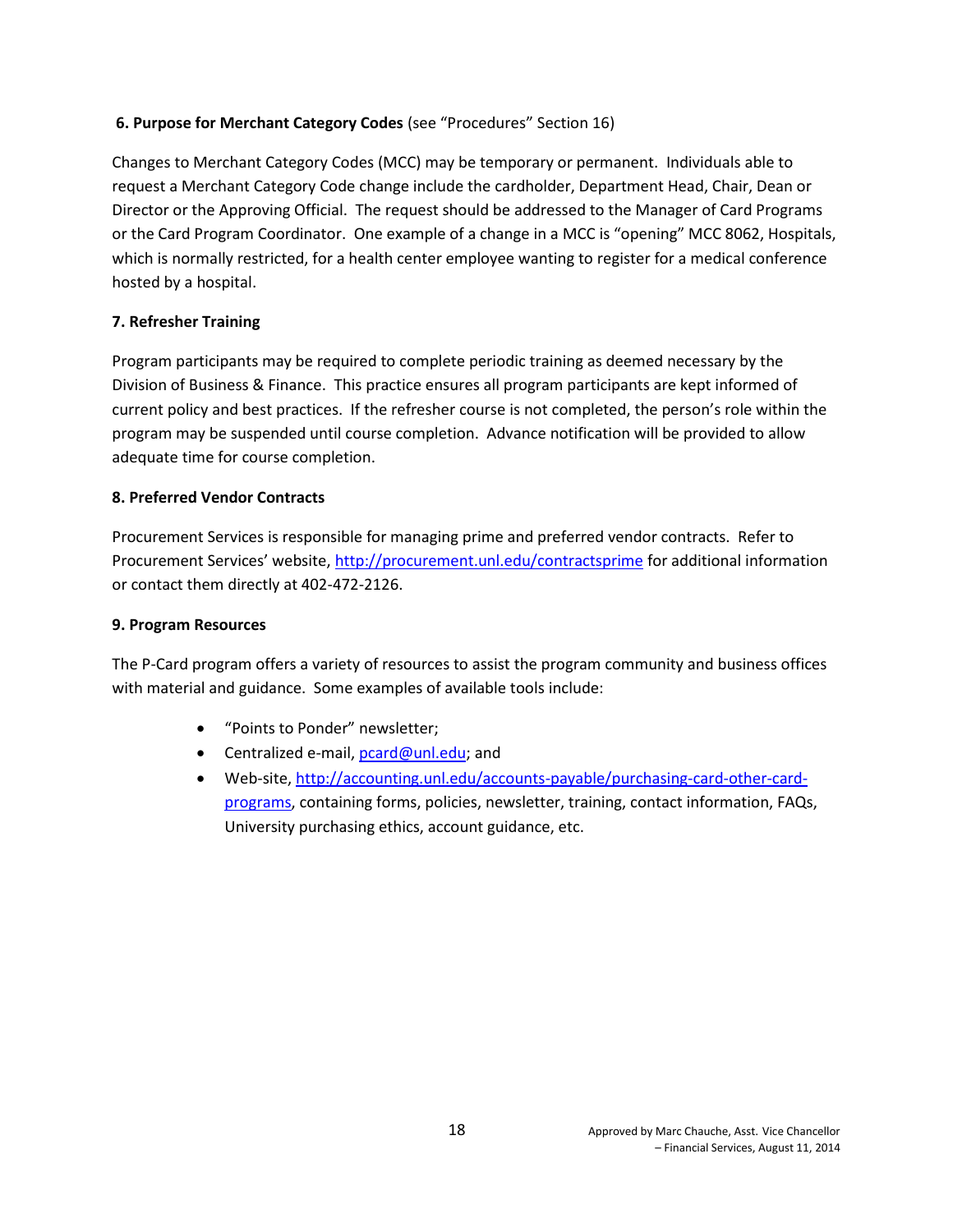**6. Purpose for Merchant Category Codes** (see "Procedures" Section 16)

Changes to Merchant Category Codes (MCC) may be temporary or permanent. Individuals able to request a Merchant Category Code change include the cardholder, Department Head, Chair, Dean or Director or the Approving Official. The request should be addressed to the Manager of Card Programs or the Card Program Coordinator. One example of a change in a MCC is "opening" MCC 8062, Hospitals, which is normally restricted, for a health center employee wanting to register for a medical conference hosted by a hospital.

**7. Refresher Training**

Program participants may be required to complete periodic training as deemed necessary by the Division of Business & Finance. This practice ensures all program participants are kept informed of current policy and best practices. If the refresher course is not completed, the person's role within the program may be suspended until course completion. Advance notification will be provided to allow adequate time for course completion.

**8. Preferred Vendor Contracts**

Procurement Services is responsible for managing prime and preferred vendor contracts. Refer to Procurement Services' website, http://procurement.unl.edu/contractsprime for additional information or contact them directly at 402-472-2126.

**9. Program Resources**

The P-Card program offers a variety of resources to assist the program community and business offices with material and guidance. Some examples of available tools include:

- "Points to Ponder" newsletter;
- Centralized e-mail, pcard@unl.edu; and
- Web-site, http://accounting.unl.edu/accounts-payable/purchasing-card-other-card-programs, containing forms, policies, newsletter, training, contact information, FAQs, University purchasing ethics, account guidance, etc.

Approved by Marc Chauche, Asst. Vice Chancellor – Financial Services, August 11, 2014